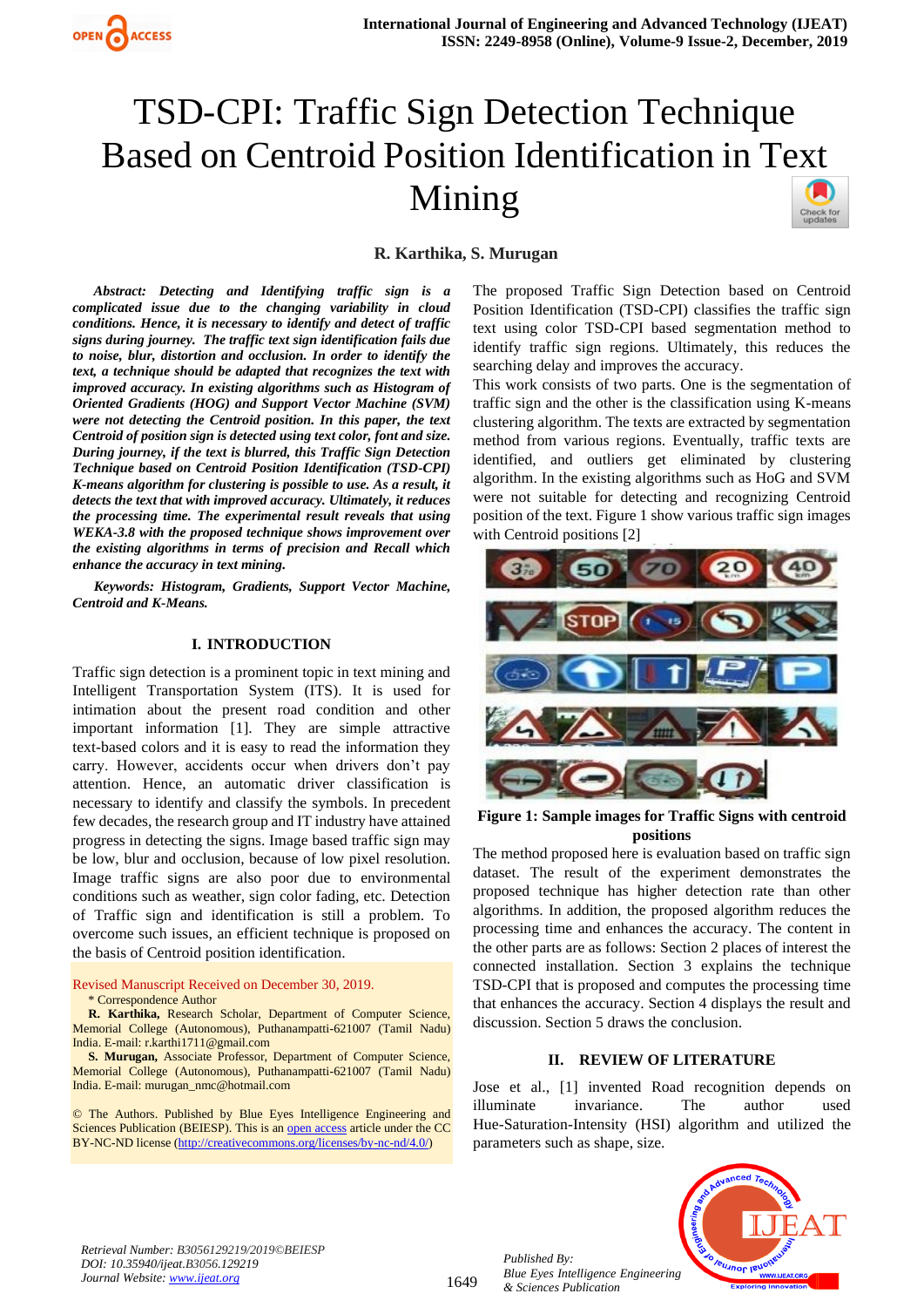# TSD-CPI: Traffic Sign Detection Technique Based on Centroid Position Identification in Text Mining

**R. Karthika, S. Murugan**

***Abstract:** Detecting and Identifying traffic sign is a complicated issue due to the changing variability in cloud conditions. Hence, it is necessary to identify and detect of traffic signs during journey. The traffic text sign identification fails due to noise, blur, distortion and occlusion. In order to identify the text, a technique should be adapted that recognizes the text with improved accuracy. In existing algorithms such as Histogram of Oriented Gradients (HOG) and Support Vector Machine (SVM) were not detecting the Centroid position. In this paper, the text Centroid of position sign is detected using text color, font and size. During journey, if the text is blurred, this Traffic Sign Detection Technique based on Centroid Position Identification (TSD-CPI) K-means algorithm for clustering is possible to use. As a result, it detects the text that with improved accuracy. Ultimately, it reduces the processing time. The experimental result reveals that using WEKA-3.8 with the proposed technique shows improvement over the existing algorithms in terms of precision and Recall which enhance the accuracy in text mining.*

***Keywords:** Histogram, Gradients, Support Vector Machine, Centroid and K-Means.*

## I. INTRODUCTION

Traffic sign detection is a prominent topic in text mining and Intelligent Transportation System (ITS). It is used for intimation about the present road condition and other important information [1]. They are simple attractive text-based colors and it is easy to read the information they carry. However, accidents occur when drivers don't pay attention. Hence, an automatic driver classification is necessary to identify and classify the symbols. In precedent few decades, the research group and IT industry have attained progress in detecting the signs. Image based traffic sign may be low, blur and occlusion, because of low pixel resolution. Image traffic signs are also poor due to environmental conditions such as weather, sign color fading, etc. Detection of Traffic sign and identification is still a problem. To overcome such issues, an efficient technique is proposed on the basis of Centroid position identification.

Revised Manuscript Received on December 30, 2019.

\* Correspondence Author

**R. Karthika,** Research Scholar, Department of Computer Science, Memorial College (Autonomous), Puthanampatti-621007 (Tamil Nadu) India. E-mail: r.karthi1711@gmail.com

**S. Murugan,** Associate Professor, Department of Computer Science, Memorial College (Autonomous), Puthanampatti-621007 (Tamil Nadu) India. E-mail: murugan_nmc@hotmail.com

© The Authors. Published by Blue Eyes Intelligence Engineering and Sciences Publication (BEIESP). This is an open access article under the CC BY-NC-ND license (http://creativecommons.org/licenses/by-nc-nd/4.0/)

The proposed Traffic Sign Detection based on Centroid Position Identification (TSD-CPI) classifies the traffic sign text using color TSD-CPI based segmentation method to identify traffic sign regions. Ultimately, this reduces the searching delay and improves the accuracy.

This work consists of two parts. One is the segmentation of traffic sign and the other is the classification using K-means clustering algorithm. The texts are extracted by segmentation method from various regions. Eventually, traffic texts are identified, and outliers get eliminated by clustering algorithm. In the existing algorithms such as HoG and SVM were not suitable for detecting and recognizing Centroid position of the text. Figure 1 show various traffic sign images with Centroid positions [2]

**Figure 1: Sample images for Traffic Signs with centroid positions**

The method proposed here is evaluation based on traffic sign dataset. The result of the experiment demonstrates the proposed technique has higher detection rate than other algorithms. In addition, the proposed algorithm reduces the processing time and enhances the accuracy. The content in the other parts are as follows: Section 2 places of interest the connected installation. Section 3 explains the technique TSD-CPI that is proposed and computes the processing time that enhances the accuracy. Section 4 displays the result and discussion. Section 5 draws the conclusion.

## II. REVIEW OF LITERATURE

Jose et al., [1] invented Road recognition depends on illuminate invariance. The author used Hue-Saturation-Intensity (HSI) algorithm and utilized the parameters such as shape, size.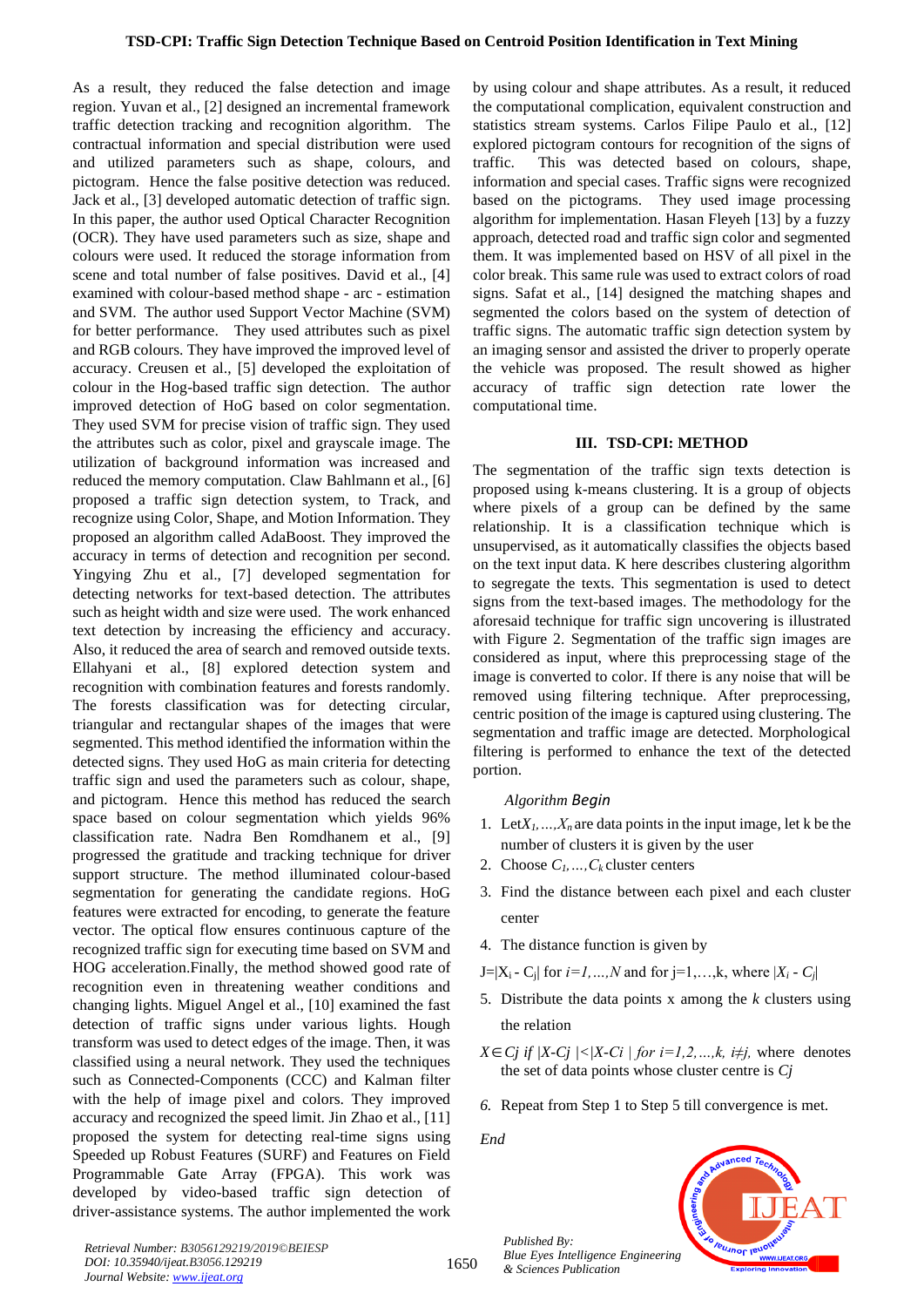As a result, they reduced the false detection and image region. Yuvan et al., [2] designed an incremental framework traffic detection tracking and recognition algorithm. The contractual information and special distribution were used and utilized parameters such as shape, colours, and pictogram. Hence the false positive detection was reduced. Jack et al., [3] developed automatic detection of traffic sign. In this paper, the author used Optical Character Recognition (OCR). They have used parameters such as size, shape and colours were used. It reduced the storage information from scene and total number of false positives. David et al., [4] examined with colour-based method shape - arc - estimation and SVM. The author used Support Vector Machine (SVM) for better performance. They used attributes such as pixel and RGB colours. They have improved the improved level of accuracy. Creusen et al., [5] developed the exploitation of colour in the Hog-based traffic sign detection. The author improved detection of HoG based on color segmentation. They used SVM for precise vision of traffic sign. They used the attributes such as color, pixel and grayscale image. The utilization of background information was increased and reduced the memory computation. Claw Bahlmann et al., [6] proposed a traffic sign detection system, to Track, and recognize using Color, Shape, and Motion Information. They proposed an algorithm called AdaBoost. They improved the accuracy in terms of detection and recognition per second. Yingying Zhu et al., [7] developed segmentation for detecting networks for text-based detection. The attributes such as height width and size were used. The work enhanced text detection by increasing the efficiency and accuracy. Also, it reduced the area of search and removed outside texts. Ellahyani et al., [8] explored detection system and recognition with combination features and forests randomly. The forests classification was for detecting circular, triangular and rectangular shapes of the images that were segmented. This method identified the information within the detected signs. They used HoG as main criteria for detecting traffic sign and used the parameters such as colour, shape, and pictogram. Hence this method has reduced the search space based on colour segmentation which yields 96% classification rate. Nadra Ben Romdhanem et al., [9] progressed the gratitude and tracking technique for driver support structure. The method illuminated colour-based segmentation for generating the candidate regions. HoG features were extracted for encoding, to generate the feature vector. The optical flow ensures continuous capture of the recognized traffic sign for executing time based on SVM and HOG acceleration.Finally, the method showed good rate of recognition even in threatening weather conditions and changing lights. Miguel Angel et al., [10] examined the fast detection of traffic signs under various lights. Hough transform was used to detect edges of the image. Then, it was classified using a neural network. They used the techniques such as Connected-Components (CCC) and Kalman filter with the help of image pixel and colors. They improved accuracy and recognized the speed limit. Jin Zhao et al., [11] proposed the system for detecting real-time signs using Speeded up Robust Features (SURF) and Features on Field Programmable Gate Array (FPGA). This work was developed by video-based traffic sign detection of driver-assistance systems. The author implemented the work by using colour and shape attributes. As a result, it reduced the computational complication, equivalent construction and statistics stream systems. Carlos Filipe Paulo et al., [12] explored pictogram contours for recognition of the signs of traffic. This was detected based on colours, shape, information and special cases. Traffic signs were recognized based on the pictograms. They used image processing algorithm for implementation. Hasan Fleyeh [13] by a fuzzy approach, detected road and traffic sign color and segmented them. It was implemented based on HSV of all pixel in the color break. This same rule was used to extract colors of road signs. Safat et al., [14] designed the matching shapes and segmented the colors based on the system of detection of traffic signs. The automatic traffic sign detection system by an imaging sensor and assisted the driver to properly operate the vehicle was proposed. The result showed as higher accuracy of traffic sign detection rate lower the computational time.

## III. TSD-CPI: METHOD

The segmentation of the traffic sign texts detection is proposed using k-means clustering. It is a group of objects where pixels of a group can be defined by the same relationship. It is a classification technique which is unsupervised, as it automatically classifies the objects based on the text input data. K here describes clustering algorithm to segregate the texts. This segmentation is used to detect signs from the text-based images. The methodology for the aforesaid technique for traffic sign uncovering is illustrated with Figure 2. Segmentation of the traffic sign images are considered as input, where this preprocessing stage of the image is converted to color. If there is any noise that will be removed using filtering technique. After preprocessing, centric position of the image is captured using clustering. The segmentation and traffic image are detected. Morphological filtering is performed to enhance the text of the detected portion.

*Algorithm Begin*

1. Let $X_1,\ldots,X_n$ are data points in the input image, let k be the number of clusters it is given by the user
2. Choose $C_1,\ldots,C_k$ cluster centers
3. Find the distance between each pixel and each cluster center
4. The distance function is given by

$J=|X_i - C_j|$ for $i=1,\ldots,N$ and for $j=1,\ldots,k$, where $|X_i - C_j|$

5. Distribute the data points x among the $k$ clusters using the relation

$X \in C_j$ *if* $|X-C_j| < |X-C_i|$ *for* $i=1,2,\ldots,k,\ i\neq j$, where denotes the set of data points whose cluster centre is $C_j$

6. Repeat from Step 1 to Step 5 till convergence is met.

*End*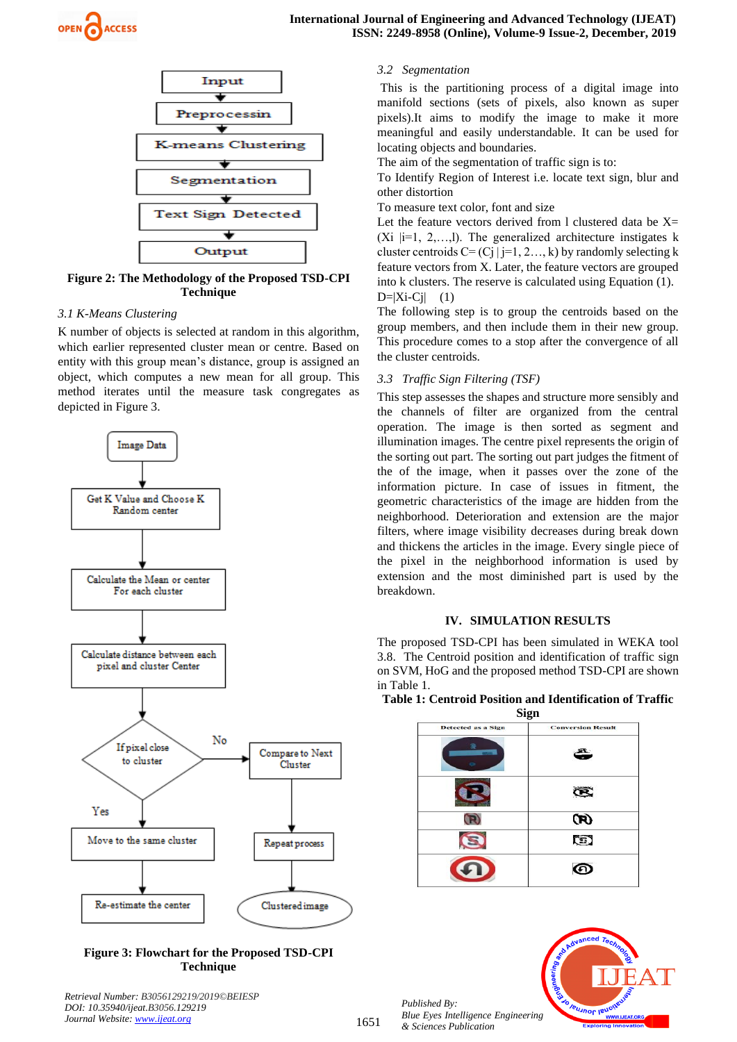Figure 2: The Methodology of the Proposed TSD-CPI Technique

### 3.1 K-Means Clustering

K number of objects is selected at random in this algorithm, which earlier represented cluster mean or centre. Based on entity with this group mean's distance, group is assigned an object, which computes a new mean for all group. This method iterates until the measure task congregates as depicted in Figure 3.

Figure 3: Flowchart for the Proposed TSD-CPI Technique

### 3.2 Segmentation

This is the partitioning process of a digital image into manifold sections (sets of pixels, also known as super pixels).It aims to modify the image to make it more meaningful and easily understandable. It can be used for locating objects and boundaries.

The aim of the segmentation of traffic sign is to:

To Identify Region of Interest i.e. locate text sign, blur and other distortion

To measure text color, font and size

Let the feature vectors derived from l clustered data be X=(Xi |i=1, 2,…,l). The generalized architecture instigates k cluster centroids C= (Cj | j=1, 2…, k) by randomly selecting k feature vectors from X. Later, the feature vectors are grouped into k clusters. The reserve is calculated using Equation (1).

$$D=|X_i-C_j| \quad (1)$$

The following step is to group the centroids based on the group members, and then include them in their new group. This procedure comes to a stop after the convergence of all the cluster centroids.

### 3.3 Traffic Sign Filtering (TSF)

This step assesses the shapes and structure more sensibly and the channels of filter are organized from the central operation. The image is then sorted as segment and illumination images. The centre pixel represents the origin of the sorting out part. The sorting out part judges the fitment of the of the image, when it passes over the zone of the information picture. In case of issues in fitment, the geometric characteristics of the image are hidden from the neighborhood. Deterioration and extension are the major filters, where image visibility decreases during break down and thickens the articles in the image. Every single piece of the pixel in the neighborhood information is used by extension and the most diminished part is used by the breakdown.

## IV. SIMULATION RESULTS

The proposed TSD-CPI has been simulated in WEKA tool 3.8. The Centroid position and identification of traffic sign on SVM, HoG and the proposed method TSD-CPI are shown in Table 1.

Table 1: Centroid Position and Identification of Traffic Sign

| Detected as a Sign | Conversion Result |
|---|---|
| | |
| | |
| | |
| | |
| | |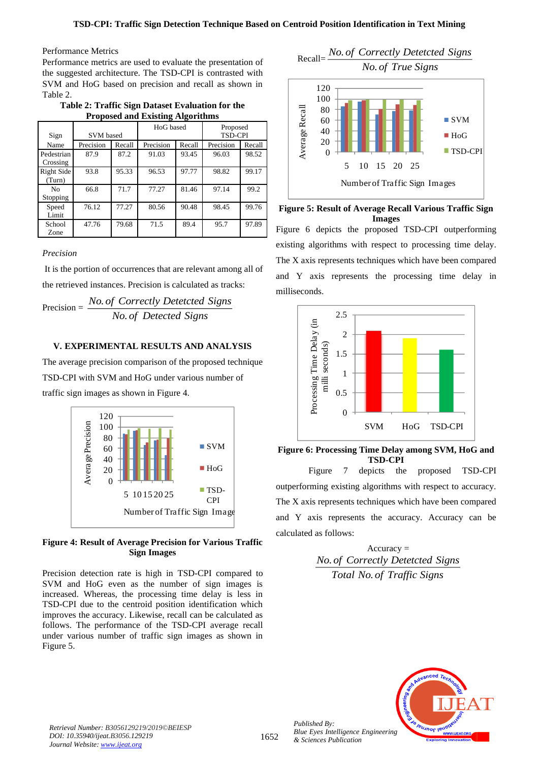Performance Metrics

Performance metrics are used to evaluate the presentation of the suggested architecture. The TSD-CPI is contrasted with SVM and HoG based on precision and recall as shown in Table 2.

**Table 2: Traffic Sign Dataset Evaluation for the Proposed and Existing Algorithms**

| Sign Name | SVM based | | HoG based | | Proposed TSD-CPI | |
|---|---|---|---|---|---|---|
| | Precision | Recall | Precision | Recall | Precision | Recall |
| Pedestrian Crossing | 87.9 | 87.2 | 91.03 | 93.45 | 96.03 | 98.52 |
| Right Side (Turn) | 93.8 | 95.33 | 96.53 | 97.77 | 98.82 | 99.17 |
| No Stopping | 66.8 | 71.7 | 77.27 | 81.46 | 97.14 | 99.2 |
| Speed Limit | 76.12 | 77.27 | 80.56 | 90.48 | 98.45 | 99.76 |
| School Zone | 47.76 | 79.68 | 71.5 | 89.4 | 95.7 | 97.89 |

*Precision*

It is the portion of occurrences that are relevant among all of the retrieved instances. Precision is calculated as tracks:

$$\text{Precision} = \frac{No.\,of\;\,Correctly\;\,Detetcted\;\,Signs}{No.\,of\;\,Detected\;\,Signs}$$

## V. EXPERIMENTAL RESULTS AND ANALYSIS

The average precision comparison of the proposed technique TSD-CPI with SVM and HoG under various number of traffic sign images as shown in Figure 4.

**Figure 4: Result of Average Precision for Various Traffic Sign Images**

Precision detection rate is high in TSD-CPI compared to SVM and HoG even as the number of sign images is increased. Whereas, the processing time delay is less in TSD-CPI due to the centroid position identification which improves the accuracy. Likewise, recall can be calculated as follows. The performance of the TSD-CPI average recall under various number of traffic sign images as shown in Figure 5.

$$\text{Recall} = \frac{No.\,of\;\,Correctly\;\,Detetcted\;\,Signs}{No.\,of\;\,True\;\,Signs}$$

**Figure 5: Result of Average Recall Various Traffic Sign Images**

Figure 6 depicts the proposed TSD-CPI outperforming existing algorithms with respect to processing time delay. The X axis represents techniques which have been compared and Y axis represents the processing time delay in milliseconds.

**Figure 6: Processing Time Delay among SVM, HoG and TSD-CPI**

Figure 7 depicts the proposed TSD-CPI outperforming existing algorithms with respect to accuracy. The X axis represents techniques which have been compared and Y axis represents the accuracy. Accuracy can be calculated as follows:

$$\text{Accuracy} = \frac{No.\,of\;\,Correctly\;\,Detetcted\;\,Signs}{Total\;\,No.\,of\;\,Traffic\;\,Signs}$$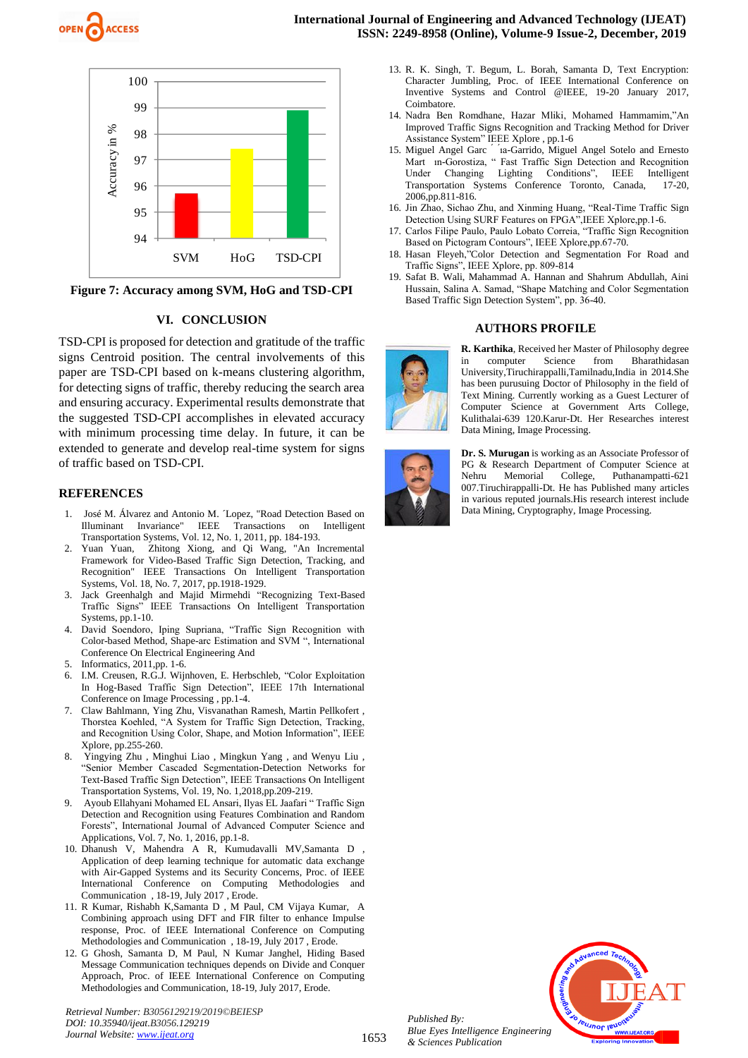100
99
98
97
96
95
94

Accuracy in %

SVM
HoG
TSD-CPI

**Figure 7: Accuracy among SVM, HoG and TSD-CPI**

## VI. CONCLUSION

TSD-CPI is proposed for detection and gratitude of the traffic signs Centroid position. The central involvements of this paper are TSD-CPI based on k-means clustering algorithm, for detecting signs of traffic, thereby reducing the search area and ensuring accuracy. Experimental results demonstrate that the suggested TSD-CPI accomplishes in elevated accuracy with minimum processing time delay. In future, it can be extended to generate and develop real-time system for signs of traffic based on TSD-CPI.

## REFERENCES

1. José M. Álvarez and Antonio M. ´Lopez, "Road Detection Based on Illuminant Invariance" IEEE Transactions on Intelligent Transportation Systems, Vol. 12, No. 1, 2011, pp. 184-193.
2. Yuan Yuan, Zhitong Xiong, and Qi Wang, "An Incremental Framework for Video-Based Traffic Sign Detection, Tracking, and Recognition" IEEE Transactions On Intelligent Transportation Systems, Vol. 18, No. 7, 2017, pp.1918-1929.
3. Jack Greenhalgh and Majid Mirmehdi "Recognizing Text-Based Traffic Signs" IEEE Transactions On Intelligent Transportation Systems, pp.1-10.
4. David Soendoro, Iping Supriana, "Traffic Sign Recognition with Color-based Method, Shape-arc Estimation and SVM ", International Conference On Electrical Engineering And
5. Informatics, 2011,pp. 1-6.
6. I.M. Creusen, R.G.J. Wijnhoven, E. Herbschleb, "Color Exploitation In Hog-Based Traffic Sign Detection", IEEE 17th International Conference on Image Processing , pp.1-4.
7. Claw Bahlmann, Ying Zhu, Visvanathan Ramesh, Martin Pellkofert , Thorstea Koehled, "A System for Traffic Sign Detection, Tracking, and Recognition Using Color, Shape, and Motion Information", IEEE Xplore, pp.255-260.
8. Yingying Zhu , Minghui Liao , Mingkun Yang , and Wenyu Liu , "Senior Member Cascaded Segmentation-Detection Networks for Text-Based Traffic Sign Detection", IEEE Transactions On Intelligent Transportation Systems, Vol. 19, No. 1,2018,pp.209-219.
9. Ayoub Ellahyani Mohamed EL Ansari, Ilyas EL Jaafari " Traffic Sign Detection and Recognition using Features Combination and Random Forests", International Journal of Advanced Computer Science and Applications, Vol. 7, No. 1, 2016, pp.1-8.
10. Dhanush V, Mahendra A R, Kumudavalli MV,Samanta D , Application of deep learning technique for automatic data exchange with Air-Gapped Systems and its Security Concerns, Proc. of IEEE International Conference on Computing Methodologies and Communication , 18-19, July 2017 , Erode.
11. R Kumar, Rishabh K,Samanta D , M Paul, CM Vijaya Kumar, A Combining approach using DFT and FIR filter to enhance Impulse response, Proc. of IEEE International Conference on Computing Methodologies and Communication , 18-19, July 2017 , Erode.
12. G Ghosh, Samanta D, M Paul, N Kumar Janghel, Hiding Based Message Communication techniques depends on Divide and Conquer Approach, Proc. of IEEE International Conference on Computing Methodologies and Communication, 18-19, July 2017, Erode.
13. R. K. Singh, T. Begum, L. Borah, Samanta D, Text Encryption: Character Jumbling, Proc. of IEEE International Conference on Inventive Systems and Control @IEEE, 19-20 January 2017, Coimbatore.
14. Nadra Ben Romdhane, Hazar Mliki, Mohamed Hammamim,"An Improved Traffic Signs Recognition and Tracking Method for Driver Assistance System" IEEE Xplore , pp.1-6
15. Miguel Angel Garc ´ ıa-Garrido, Miguel Angel Sotelo and Ernesto Mart ın-Gorostiza, " Fast Traffic Sign Detection and Recognition Under Changing Lighting Conditions", IEEE Intelligent Transportation Systems Conference Toronto, Canada, 17-20, 2006,pp.811-816.
16. Jin Zhao, Sichao Zhu, and Xinming Huang, "Real-Time Traffic Sign Detection Using SURF Features on FPGA",IEEE Xplore,pp.1-6.
17. Carlos Filipe Paulo, Paulo Lobato Correia, "Traffic Sign Recognition Based on Pictogram Contours", IEEE Xplore,pp.67-70.
18. Hasan Fleyeh,"Color Detection and Segmentation For Road and Traffic Signs", IEEE Xplore, pp. 809-814
19. Safat B. Wali, Mahammad A. Hannan and Shahrum Abdullah, Aini Hussain, Salina A. Samad, "Shape Matching and Color Segmentation Based Traffic Sign Detection System", pp. 36-40.

## AUTHORS PROFILE

**R. Karthika**, Received her Master of Philosophy degree in computer Science from Bharathidasan University,Tiruchirappalli,Tamilnadu,India in 2014.She has been purusuing Doctor of Philosophy in the field of Text Mining. Currently working as a Guest Lecturer of Computer Science at Government Arts College, Kulithalai-639 120.Karur-Dt. Her Researches interest Data Mining, Image Processing.

**Dr. S. Murugan** is working as an Associate Professor of PG & Research Department of Computer Science at Nehru Memorial College, Puthanampatti-621 007.Tiruchirappalli-Dt. He has Published many articles in various reputed journals.His research interest include Data Mining, Cryptography, Image Processing.